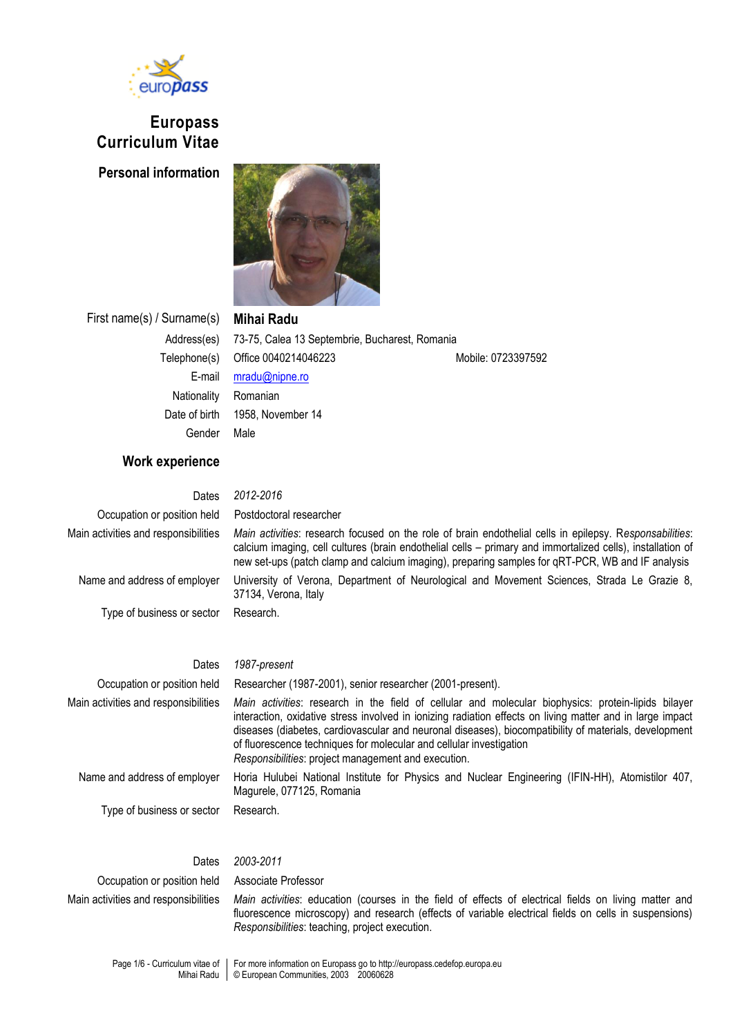# Europass Curriculum Vitae

## Personal information

| | |
|---|---|
| First name(s) / Surname(s) | **Mihai Radu** |
| Address(es) | 73-75, Calea 13 Septembrie, Bucharest, Romania |
| Telephone(s) | Office 0040214046223 Mobile: 0723397592 |
| E-mail | mradu@nipne.ro |
| Nationality | Romanian |
| Date of birth | 1958, November 14 |
| Gender | Male |

## Work experience

| | |
|---|---|
| Dates | *2012-2016* |
| Occupation or position held | Postdoctoral researcher |
| Main activities and responsibilities | *Main activities*: research focused on the role of brain endothelial cells in epilepsy. R*esponsabilities*: calcium imaging, cell cultures (brain endothelial cells – primary and immortalized cells), installation of new set-ups (patch clamp and calcium imaging), preparing samples for qRT-PCR, WB and IF analysis |
| Name and address of employer | University of Verona, Department of Neurological and Movement Sciences, Strada Le Grazie 8, 37134, Verona, Italy |
| Type of business or sector | Research. |

| | |
|---|---|
| Dates | *1987-present* |
| Occupation or position held | Researcher (1987-2001), senior researcher (2001-present). |
| Main activities and responsibilities | *Main activities*: research in the field of cellular and molecular biophysics: protein-lipids bilayer interaction, oxidative stress involved in ionizing radiation effects on living matter and in large impact diseases (diabetes, cardiovascular and neuronal diseases), biocompatibility of materials, development of fluorescence techniques for molecular and cellular investigation<br>*Responsibilities*: project management and execution. |
| Name and address of employer | Horia Hulubei National Institute for Physics and Nuclear Engineering (IFIN-HH), Atomistilor 407, Magurele, 077125, Romania |
| Type of business or sector | Research. |

| | |
|---|---|
| Dates | *2003-2011* |
| Occupation or position held | Associate Professor |
| Main activities and responsibilities | *Main activities*: education (courses in the field of effects of electrical fields on living matter and fluorescence microscopy) and research (effects of variable electrical fields on cells in suspensions)<br>*Responsibilities*: teaching, project execution. |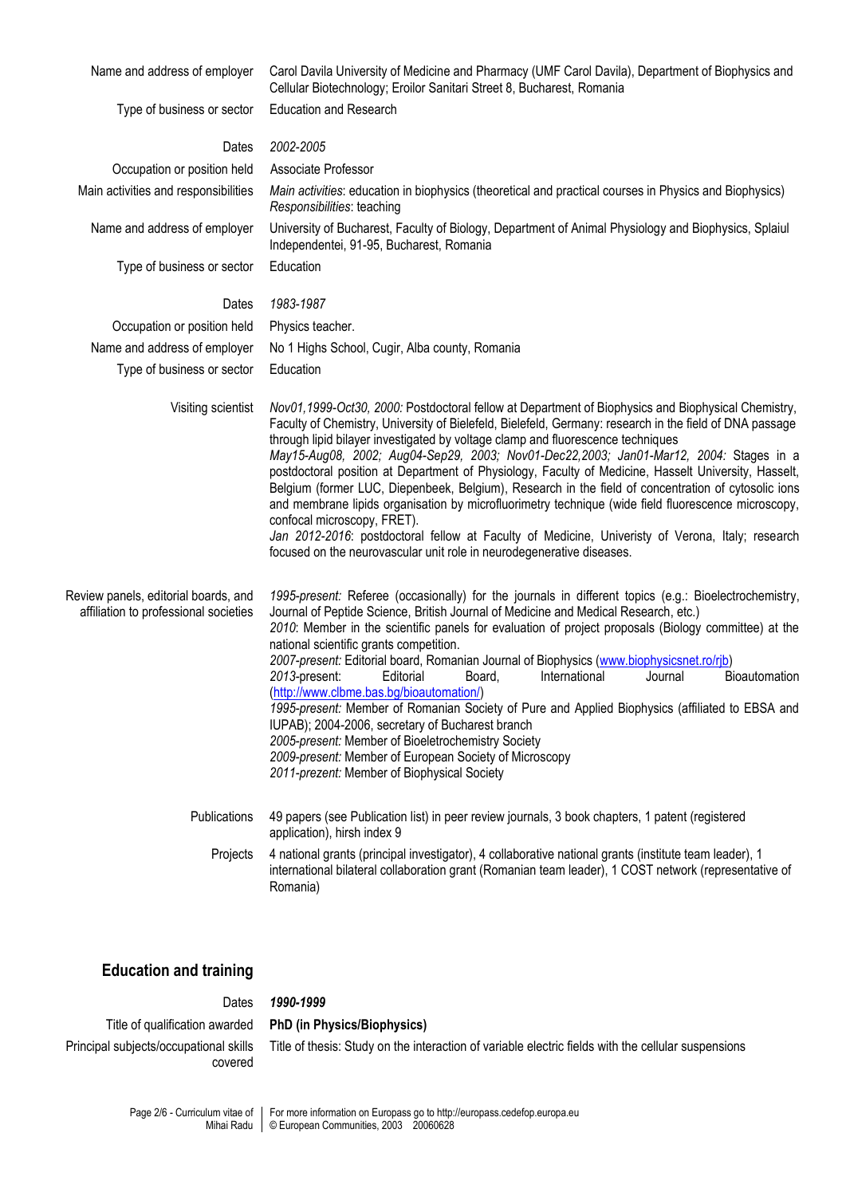| | |
|---|---|
| Name and address of employer | Carol Davila University of Medicine and Pharmacy (UMF Carol Davila), Department of Biophysics and Cellular Biotechnology; Eroilor Sanitari Street 8, Bucharest, Romania |
| Type of business or sector | Education and Research |
| Dates | *2002-2005* |
| Occupation or position held | Associate Professor |
| Main activities and responsibilities | *Main activities*: education in biophysics (theoretical and practical courses in Physics and Biophysics) *Responsibilities*: teaching |
| Name and address of employer | University of Bucharest, Faculty of Biology, Department of Animal Physiology and Biophysics, Splaiul Independentei, 91-95, Bucharest, Romania |
| Type of business or sector | Education |
| Dates | *1983-1987* |
| Occupation or position held | Physics teacher. |
| Name and address of employer | No 1 Highs School, Cugir, Alba county, Romania |
| Type of business or sector | Education |
| Visiting scientist | *Nov01,1999-Oct30, 2000:* Postdoctoral fellow at Department of Biophysics and Biophysical Chemistry, Faculty of Chemistry, University of Bielefeld, Bielefeld, Germany: research in the field of DNA passage through lipid bilayer investigated by voltage clamp and fluorescence techniques<br>*May15-Aug08, 2002; Aug04-Sep29, 2003; Nov01-Dec22,2003; Jan01-Mar12, 2004:* Stages in a postdoctoral position at Department of Physiology, Faculty of Medicine, Hasselt University, Hasselt, Belgium (former LUC, Diepenbeek, Belgium), Research in the field of concentration of cytosolic ions and membrane lipids organisation by microfluorimetry technique (wide field fluorescence microscopy, confocal microscopy, FRET).<br>*Jan 2012-2016*: postdoctoral fellow at Faculty of Medicine, Univeristy of Verona, Italy; research focused on the neurovascular unit role in neurodegenerative diseases. |
| Review panels, editorial boards, and affiliation to professional societies | *1995-present:* Referee (occasionally) for the journals in different topics (e.g.: Bioelectrochemistry, Journal of Peptide Science, British Journal of Medicine and Medical Research, etc.)<br>*2010*: Member in the scientific panels for evaluation of project proposals (Biology committee) at the national scientific grants competition.<br>*2007-present:* Editorial board, Romanian Journal of Biophysics (www.biophysicsnet.ro/rjb)<br>*2013*-present: Editorial Board, International Journal Bioautomation (http://www.clbme.bas.bg/bioautomation/)<br>*1995-present:* Member of Romanian Society of Pure and Applied Biophysics (affiliated to EBSA and IUPAB); 2004-2006, secretary of Bucharest branch<br>*2005-present:* Member of Bioeletrochemistry Society<br>*2009-present:* Member of European Society of Microscopy<br>*2011-prezent:* Member of Biophysical Society |
| Publications | 49 papers (see Publication list) in peer review journals, 3 book chapters, 1 patent (registered application), hirsh index 9 |
| Projects | 4 national grants (principal investigator), 4 collaborative national grants (institute team leader), 1 international bilateral collaboration grant (Romanian team leader), 1 COST network (representative of Romania) |

## Education and training

| | |
|---|---|
| Dates | ***1990-1999*** |
| Title of qualification awarded | **PhD (in Physics/Biophysics)** |
| Principal subjects/occupational skills covered | Title of thesis: Study on the interaction of variable electric fields with the cellular suspensions |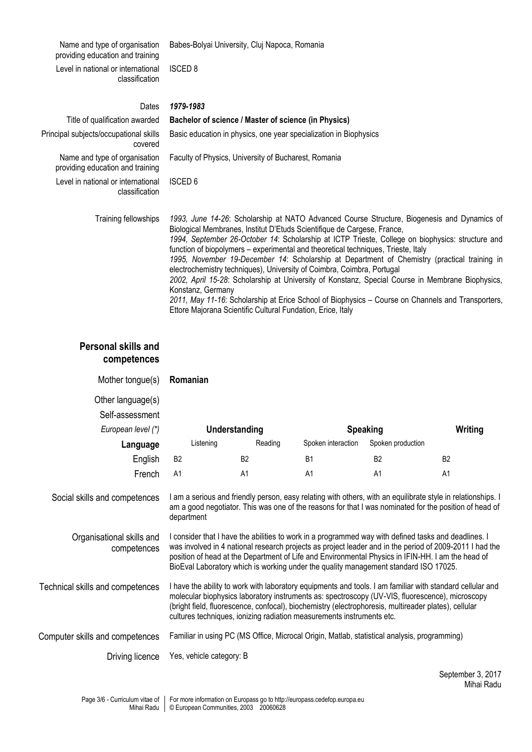| | |
|---|---|
| Name and type of organisation providing education and training | Babes-Bolyai University, Cluj Napoca, Romania |
| Level in national or international classification | ISCED 8 |
| | |
| Dates | ***1979-1983*** |
| Title of qualification awarded | **Bachelor of science / Master of science (in Physics)** |
| Principal subjects/occupational skills covered | Basic education in physics, one year specialization in Biophysics |
| Name and type of organisation providing education and training | Faculty of Physics, University of Bucharest, Romania |
| Level in national or international classification | ISCED 6 |

Training fellowships

*1993, June 14-26*: Scholarship at NATO Advanced Course Structure, Biogenesis and Dynamics of Biological Membranes, Institut D'Etuds Scientifique de Cargese, France,
*1994, September 26-October 14*: Scholarship at ICTP Trieste, College on biophysics: structure and function of biopolymers – experimental and theoretical techniques, Trieste, Italy
*1995, November 19-December 14*: Scholarship at Department of Chemistry (practical training in electrochemistry techniques), University of Coimbra, Coimbra, Portugal
*2002, April 15-28*: Scholarship at University of Konstanz, Special Course in Membrane Biophysics, Konstanz, Germany
*2011, May 11-16*: Scholarship at Erice School of Biophysics – Course on Channels and Transporters, Ettore Majorana Scientific Cultural Fundation, Erice, Italy

## Personal skills and competences

**Mother tongue(s)**: **Romanian**

Other language(s)

| Self-assessment *European level (\*)* | Understanding | | Speaking | | Writing |
|---|---|---|---|---|---|
| **Language** | Listening | Reading | Spoken interaction | Spoken production | |
| English | B2 | B2 | B1 | B2 | B2 |
| French | A1 | A1 | A1 | A1 | A1 |

**Social skills and competences**

I am a serious and friendly person, easy relating with others, with an equilibrate style in relationships. I am a good negotiator. This was one of the reasons for that I was nominated for the position of head of department

**Organisational skills and competences**

I consider that I have the abilities to work in a programmed way with defined tasks and deadlines. I was involved in 4 national research projects as project leader and in the period of 2009-2011 I had the position of head at the Department of Life and Environmental Physics in IFIN-HH. I am the head of BioEval Laboratory which is working under the quality management standard ISO 17025.

**Technical skills and competences**

I have the ability to work with laboratory equipments and tools. I am familiar with standard cellular and molecular biophysics laboratory instruments as: spectroscopy (UV-VIS, fluorescence), microscopy (bright field, fluorescence, confocal), biochemistry (electrophoresis, multireader plates), cellular cultures techniques, ionizing radiation measurements instruments etc.

**Computer skills and competences**

Familiar in using PC (MS Office, Microcal Origin, Matlab, statistical analysis, programming)

**Driving licence**

Yes, vehicle category: B

September 3, 2017
Mihai Radu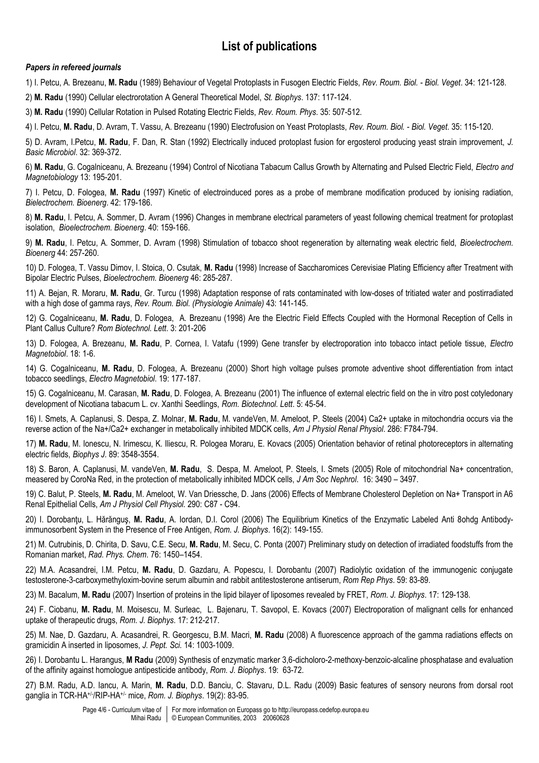# List of publications

***Papers in refereed journals***

1) I. Petcu, A. Brezeanu, **M. Radu** (1989) Behaviour of Vegetal Protoplasts in Fusogen Electric Fields, *Rev. Roum. Biol. - Biol. Veget*. 34: 121-128.

2) **M. Radu** (1990) Cellular electrorotation A General Theoretical Model, *St. Biophys*. 137: 117-124.

3) **M. Radu** (1990) Cellular Rotation in Pulsed Rotating Electric Fields, *Rev. Roum. Phys*. 35: 507-512.

4) I. Petcu, **M. Radu**, D. Avram, T. Vassu, A. Brezeanu (1990) Electrofusion on Yeast Protoplasts, *Rev. Roum. Biol. - Biol. Veget*. 35: 115-120.

5) D. Avram, I.Petcu, **M. Radu**, F. Dan, R. Stan (1992) Electrically induced protoplast fusion for ergosterol producing yeast strain improvement, *J. Basic Microbiol*. 32: 369-372.

6) **M. Radu**, G. Cogalniceanu, A. Brezeanu (1994) Control of Nicotiana Tabacum Callus Growth by Alternating and Pulsed Electric Field, *Electro and Magnetobiology* 13: 195-201.

7) I. Petcu, D. Fologea, **M. Radu** (1997) Kinetic of electroinduced pores as a probe of membrane modification produced by ionising radiation, *Bielectrochem. Bioenerg*. 42: 179-186.

8) **M. Radu**, I. Petcu, A. Sommer, D. Avram (1996) Changes in membrane electrical parameters of yeast following chemical treatment for protoplast isolation, *Bioelectrochem. Bioenerg*. 40: 159-166.

9) **M. Radu**, I. Petcu, A. Sommer, D. Avram (1998) Stimulation of tobacco shoot regeneration by alternating weak electric field, *Bioelectrochem. Bioenerg* 44: 257-260.

10) D. Fologea, T. Vassu Dimov, I. Stoica, O. Csutak, **M. Radu** (1998) Increase of Saccharomices Cerevisiae Plating Efficiency after Treatment with Bipolar Electric Pulses, *Bioelectrochem. Bioenerg* 46: 285-287.

11) A. Bejan, R. Moraru, **M. Radu**, Gr. Turcu (1998) Adaptation response of rats contaminated with low-doses of tritiated water and postirradiated with a high dose of gamma rays, *Rev. Roum. Biol. (Physiologie Animale)* 43: 141-145.

12) G. Cogalniceanu, **M. Radu**, D. Fologea, A. Brezeanu (1998) Are the Electric Field Effects Coupled with the Hormonal Reception of Cells in Plant Callus Culture? *Rom Biotechnol. Lett*. 3: 201-206

13) D. Fologea, A. Brezeanu, **M. Radu**, P. Cornea, I. Vatafu (1999) Gene transfer by electroporation into tobacco intact petiole tissue, *Electro Magnetobiol*. 18: 1-6.

14) G. Cogalniceanu, **M. Radu**, D. Fologea, A. Brezeanu (2000) Short high voltage pulses promote adventive shoot differentiation from intact tobacco seedlings, *Electro Magnetobiol*. 19: 177-187.

15) G. Cogalniceanu, M. Carasan, **M. Radu**, D. Fologea, A. Brezeanu (2001) The influence of external electric field on the in vitro post cotyledonary development of Nicotiana tabacum L. cv. Xanthi Seedlings, *Rom. Biotechnol. Lett*. 5: 45-54.

16) I. Smets, A. Caplanusi, S. Despa, Z. Molnar, **M. Radu**, M. vandeVen, M. Ameloot, P. Steels (2004) Ca2+ uptake in mitochondria occurs via the reverse action of the Na+/Ca2+ exchanger in metabolically inhibited MDCK cells, *Am J Physiol Renal Physiol*. 286: F784-794.

17) **M. Radu**, M. Ionescu, N. Irimescu, K. Iliescu, R. Pologea Moraru, E. Kovacs (2005) Orientation behavior of retinal photoreceptors in alternating electric fields, *Biophys J*. 89: 3548-3554.

18) S. Baron, A. Caplanusi, M. vandeVen, **M. Radu**, S. Despa, M. Ameloot, P. Steels, I. Smets (2005) Role of mitochondrial Na+ concentration, measered by CoroNa Red, in the protection of metabolically inhibited MDCK cells, *J Am Soc Nephrol*. 16: 3490 – 3497.

19) C. Balut, P. Steels, **M. Radu**, M. Ameloot, W. Van Driessche, D. Jans (2006) Effects of Membrane Cholesterol Depletion on Na+ Transport in A6 Renal Epithelial Cells, *Am J Physiol Cell Physiol*. 290: C87 - C94.

20) I. Dorobanţu, L. Hărănguş, **M. Radu**, A. Iordan, D.I. Corol (2006) The Equilibrium Kinetics of the Enzymatic Labeled Anti 8ohdg Antibody-immunosorbent System in the Presence of Free Antigen, *Rom. J. Biophys*. 16(2): 149-155.

21) M. Cutrubinis, D. Chirita, D. Savu, C.E. Secu, **M. Radu**, M. Secu, C. Ponta (2007) Preliminary study on detection of irradiated foodstuffs from the Romanian market, *Rad. Phys. Chem*. 76: 1450–1454.

22) M.A. Acasandrei, I.M. Petcu, **M. Radu**, D. Gazdaru, A. Popescu, I. Dorobantu (2007) Radiolytic oxidation of the immunogenic conjugate testosterone-3-carboxymethyloxim-bovine serum albumin and rabbit antitestosterone antiserum, *Rom Rep Phys*. 59: 83-89.

23) M. Bacalum, **M. Radu** (2007) Insertion of proteins in the lipid bilayer of liposomes revealed by FRET, *Rom. J. Biophys*. 17: 129-138.

24) F. Ciobanu, **M. Radu**, M. Moisescu, M. Surleac, L. Bajenaru, T. Savopol, E. Kovacs (2007) Electroporation of malignant cells for enhanced uptake of therapeutic drugs, *Rom. J. Biophys*. 17: 212-217.

25) M. Nae, D. Gazdaru, A. Acasandrei, R. Georgescu, B.M. Macri, **M. Radu** (2008) A fluorescence approach of the gamma radiations effects on gramicidin A inserted in liposomes, *J. Pept. Sci.* 14: 1003-1009.

26) I. Dorobantu L. Harangus, **M Radu** (2009) Synthesis of enzymatic marker 3,6-dicholoro-2-methoxy-benzoic-alcaline phosphatase and evaluation of the affinity against homologue antipesticide antibody, *Rom. J. Biophys*. 19: 63-72.

27) B.M. Radu, A.D. Iancu, A. Marin, **M. Radu**, D.D. Banciu, C. Stavaru, D.L. Radu (2009) Basic features of sensory neurons from dorsal root ganglia in TCR-HA$^{+/-}$/RIP-HA$^{+/-}$ mice, *Rom. J. Biophys*. 19(2): 83-95.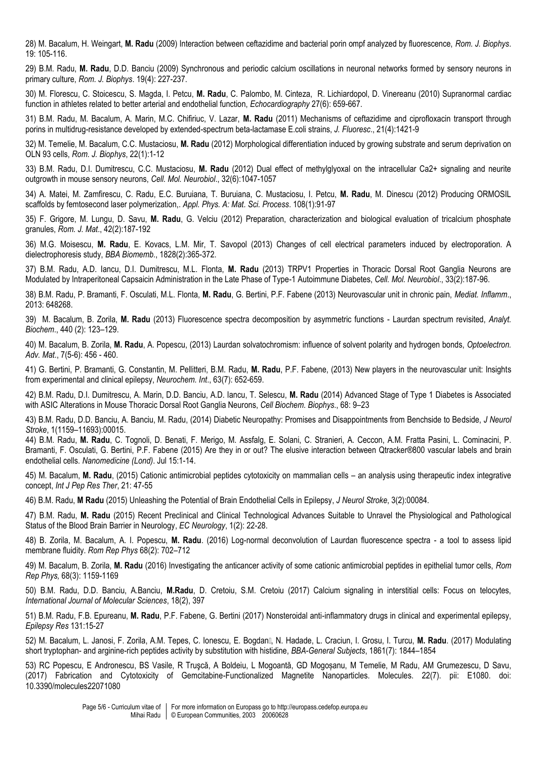28) M. Bacalum, H. Weingart, **M. Radu** (2009) Interaction between ceftazidime and bacterial porin ompf analyzed by fluorescence, *Rom. J. Biophys*. 19: 105-116.

29) B.M. Radu, **M. Radu**, D.D. Banciu (2009) Synchronous and periodic calcium oscillations in neuronal networks formed by sensory neurons in primary culture, *Rom. J. Biophys*. 19(4): 227-237.

30) M. Florescu, C. Stoicescu, S. Magda, I. Petcu, **M. Radu**, C. Palombo, M. Cinteza, R. Lichiardopol, D. Vinereanu (2010) Supranormal cardiac function in athletes related to better arterial and endothelial function, *Echocardiography* 27(6): 659-667.

31) B.M. Radu, M. Bacalum, A. Marin, M.C. Chifiriuc, V. Lazar, **M. Radu** (2011) Mechanisms of ceftazidime and ciprofloxacin transport through porins in multidrug-resistance developed by extended-spectrum beta-lactamase E.coli strains, *J. Fluoresc*., 21(4):1421-9

32) M. Temelie, M. Bacalum, C.C. Mustaciosu, **M. Radu** (2012) Morphological differentiation induced by growing substrate and serum deprivation on OLN 93 cells, *Rom. J. Biophys*, 22(1):1-12

33) B.M. Radu, D.I. Dumitrescu, C.C. Mustaciosu, **M. Radu** (2012) Dual effect of methylglyoxal on the intracellular Ca2+ signaling and neurite outgrowth in mouse sensory neurons, *Cell. Mol. Neurobiol*., 32(6):1047-1057

34) A. Matei, M. Zamfirescu, C. Radu, E.C. Buruiana, T. Buruiana, C. Mustaciosu, I. Petcu, **M. Radu**, M. Dinescu (2012) Producing ORMOSIL scaffolds by femtosecond laser polymerization,. *Appl. Phys. A: Mat. Sci. Process*. 108(1):91-97

35) F. Grigore, M. Lungu, D. Savu, **M. Radu**, G. Velciu (2012) Preparation, characterization and biological evaluation of tricalcium phosphate granules, *Rom. J. Mat*., 42(2):187-192

36) M.G. Moisescu, **M. Radu**, E. Kovacs, L.M. Mir, T. Savopol (2013) Changes of cell electrical parameters induced by electroporation. A dielectrophoresis study, *BBA Biomemb*., 1828(2):365-372.

37) B.M. Radu, A.D. Iancu, D.I. Dumitrescu, M.L. Flonta, **M. Radu** (2013) TRPV1 Properties in Thoracic Dorsal Root Ganglia Neurons are Modulated by Intraperitoneal Capsaicin Administration in the Late Phase of Type-1 Autoimmune Diabetes, *Cell. Mol. Neurobiol*., 33(2):187-96.

38) B.M. Radu, P. Bramanti, F. Osculati, M.L. Flonta, **M. Radu**, G. Bertini, P.F. Fabene (2013) Neurovascular unit in chronic pain, *Mediat. Inflamm*., 2013: 648268.

39) M. Bacalum, B. Zorila, **M. Radu** (2013) Fluorescence spectra decomposition by asymmetric functions - Laurdan spectrum revisited, *Analyt. Biochem*., 440 (2): 123–129.

40) M. Bacalum, B. Zorila, **M. Radu**, A. Popescu, (2013) Laurdan solvatochromism: influence of solvent polarity and hydrogen bonds, *Optoelectron. Adv. Mat*., 7(5-6): 456 - 460.

41) G. Bertini, P. Bramanti, G. Constantin, M. Pellitteri, B.M. Radu, **M. Radu**, P.F. Fabene, (2013) New players in the neurovascular unit: Insights from experimental and clinical epilepsy, *Neurochem. Int*., 63(7): 652-659.

42) B.M. Radu, D.I. Dumitrescu, A. Marin, D.D. Banciu, A.D. Iancu, T. Selescu, **M. Radu** (2014) Advanced Stage of Type 1 Diabetes is Associated with ASIC Alterations in Mouse Thoracic Dorsal Root Ganglia Neurons, *Cell Biochem. Biophys*., 68: 9–23

43) B.M. Radu, D.D. Banciu, A. Banciu, M. Radu, (2014) Diabetic Neuropathy: Promises and Disappointments from Benchside to Bedside, *J Neurol Stroke*, 1(1159–11693):00015.

44) B.M. Radu, **M. Radu**, C. Tognoli, D. Benati, F. Merigo, M. Assfalg, E. Solani, C. Stranieri, A. Ceccon, A.M. Fratta Pasini, L. Cominacini, P. Bramanti, F. Osculati, G. Bertini, P.F. Fabene (2015) Are they in or out? The elusive interaction between Qtracker®800 vascular labels and brain endothelial cells. *Nanomedicine (Lond)*. Jul 15:1-14.

45) M. Bacalum, **M. Radu**, (2015) Cationic antimicrobial peptides cytotoxicity on mammalian cells – an analysis using therapeutic index integrative concept, *Int J Pep Res Ther*, 21: 47-55

46) B.M. Radu, **M Radu** (2015) Unleashing the Potential of Brain Endothelial Cells in Epilepsy, *J Neurol Stroke*, 3(2):00084.

47) B.M. Radu, **M. Radu** (2015) Recent Preclinical and Clinical Technological Advances Suitable to Unravel the Physiological and Pathological Status of the Blood Brain Barrier in Neurology, *EC Neurology*, 1(2): 22-28.

48) B. Zorila, M. Bacalum, A. I. Popescu, **M. Radu**. (2016) Log-normal deconvolution of Laurdan fluorescence spectra - a tool to assess lipid membrane fluidity. *Rom Rep Phys* 68(2): 702–712

49) M. Bacalum, B. Zorila, **M. Radu** (2016) Investigating the anticancer activity of some cationic antimicrobial peptides in epithelial tumor cells, *Rom Rep Phys,* 68(3): 1159-1169

50) B.M. Radu, D.D. Banciu, A.Banciu, **M.Radu**, D. Cretoiu, S.M. Cretoiu (2017) Calcium signaling in interstitial cells: Focus on telocytes, *International Journal of Molecular Sciences*, 18(2), 397

51) B.M. Radu, F.B. Epureanu, **M. Radu**, P.F. Fabene, G. Bertini (2017) Nonsteroidal anti-inflammatory drugs in clinical and experimental epilepsy, *Epilepsy Res* 131:15-27

52) M. Bacalum, L. Janosi, F. Zorila, A.M. Tepes, C. Ionescu, E. Bogdan, N. Hadade, L. Craciun, I. Grosu, I. Turcu, **M. Radu**. (2017) Modulating short tryptophan- and arginine-rich peptides activity by substitution with histidine, *BBA-General Subjects*, 1861(7): 1844–1854

53) RC Popescu, E Andronescu, BS Vasile, R Truşcă, A Boldeiu, L Mogoantă, GD Mogoșanu, M Temelie, M Radu, AM Grumezescu, D Savu, (2017) Fabrication and Cytotoxicity of Gemcitabine-Functionalized Magnetite Nanoparticles. Molecules. 22(7). pii: E1080. doi: 10.3390/molecules22071080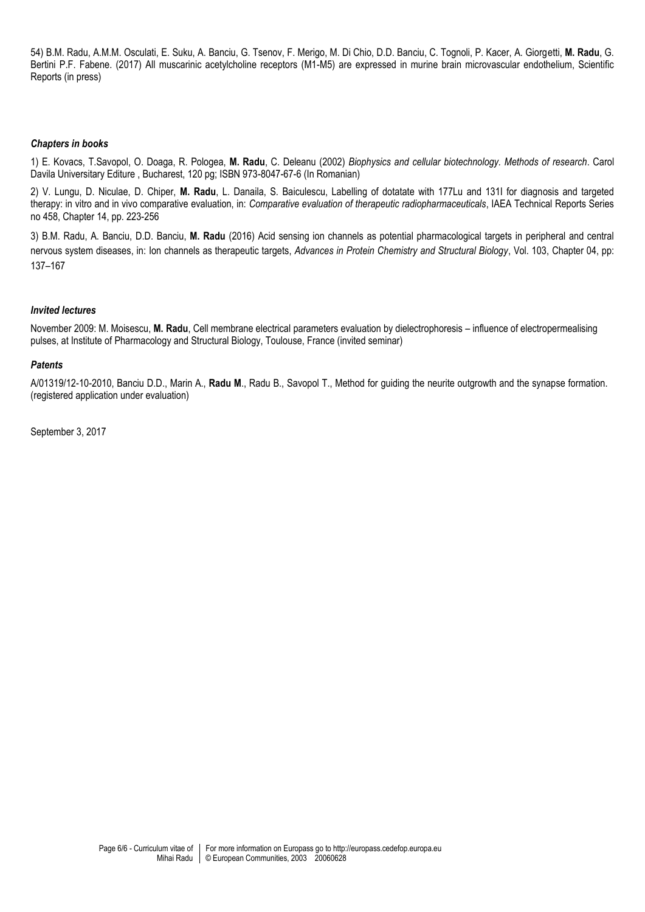54) B.M. Radu, A.M.M. Osculati, E. Suku, A. Banciu, G. Tsenov, F. Merigo, M. Di Chio, D.D. Banciu, C. Tognoli, P. Kacer, A. Giorgetti, **M. Radu**, G. Bertini P.F. Fabene. (2017) All muscarinic acetylcholine receptors (M1-M5) are expressed in murine brain microvascular endothelium, Scientific Reports (in press)

### *Chapters in books*

1) E. Kovacs, T.Savopol, O. Doaga, R. Pologea, **M. Radu**, C. Deleanu (2002) *Biophysics and cellular biotechnology. Methods of research*. Carol Davila Universitary Editure , Bucharest, 120 pg; ISBN 973-8047-67-6 (In Romanian)

2) V. Lungu, D. Niculae, D. Chiper, **M. Radu**, L. Danaila, S. Baiculescu, Labelling of dotatate with 177Lu and 131I for diagnosis and targeted therapy: in vitro and in vivo comparative evaluation, in: *Comparative evaluation of therapeutic radiopharmaceuticals*, IAEA Technical Reports Series no 458, Chapter 14, pp. 223-256

3) B.M. Radu, A. Banciu, D.D. Banciu, **M. Radu** (2016) Acid sensing ion channels as potential pharmacological targets in peripheral and central nervous system diseases, in: Ion channels as therapeutic targets, *Advances in Protein Chemistry and Structural Biology*, Vol. 103, Chapter 04, pp: 137–167

### *Invited lectures*

November 2009: M. Moisescu, **M. Radu**, Cell membrane electrical parameters evaluation by dielectrophoresis – influence of electropermealising pulses, at Institute of Pharmacology and Structural Biology, Toulouse, France (invited seminar)

### *Patents*

A/01319/12-10-2010, Banciu D.D., Marin A., **Radu M**., Radu B., Savopol T., Method for guiding the neurite outgrowth and the synapse formation. (registered application under evaluation)

September 3, 2017